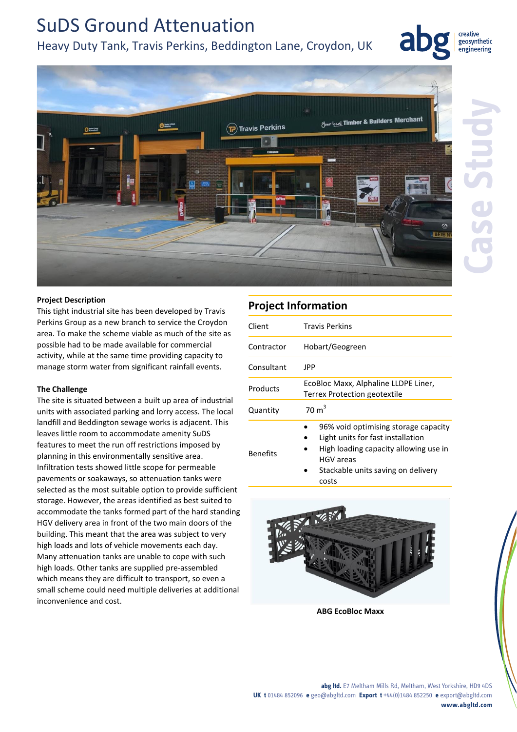# SuDS Ground Attenuation

## Heavy Duty Tank, Travis Perkins, Beddington Lane, Croydon, UK

Case Study

**Project Description**

This tight industrial site has been developed by Travis Perkins Group as a new branch to service the Croydon area. To make the scheme viable as much of the site as possible had to be made available for commercial activity, while at the same time providing capacity to manage storm water from significant rainfall events.

**The Challenge**

The site is situated between a built up area of industrial units with associated parking and lorry access. The local landfill and Beddington sewage works is adjacent. This leaves little room to accommodate amenity SuDS features to meet the run off restrictions imposed by planning in this environmentally sensitive area. Infiltration tests showed little scope for permeable pavements or soakaways, so attenuation tanks were selected as the most suitable option to provide sufficient storage. However, the areas identified as best suited to accommodate the tanks formed part of the hard standing HGV delivery area in front of the two main doors of the building. This meant that the area was subject to very high loads and lots of vehicle movements each day. Many attenuation tanks are unable to cope with such high loads. Other tanks are supplied pre-assembled which means they are difficult to transport, so even a small scheme could need multiple deliveries at additional inconvenience and cost.

## Project Information

| | |
|---|---|
| Client | Travis Perkins |
| Contractor | Hobart/Geogreen |
| Consultant | JPP |
| Products | EcoBloc Maxx, Alphaline LLDPE Liner, Terrex Protection geotextile |
| Quantity | 70 $m^3$ |
| Benefits | • 96% void optimising storage capacity<br>• Light units for fast installation<br>• High loading capacity allowing use in HGV areas<br>• Stackable units saving on delivery costs |

**ABG EcoBloc Maxx**

**abg ltd.** E7 Meltham Mills Rd, Meltham, West Yorkshire, HD9 4DS
**UK t** 01484 852096 **e** geo@abgltd.com **Export t** +44(0)1484 852250 **e** export@abgltd.com
**www.abgltd.com**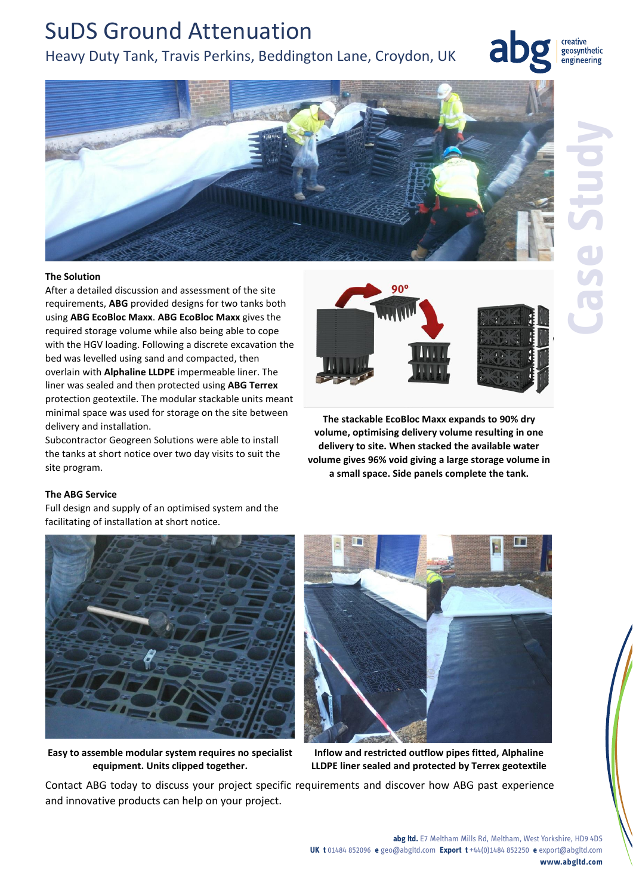# SuDS Ground Attenuation

## Heavy Duty Tank, Travis Perkins, Beddington Lane, Croydon, UK

### The Solution

After a detailed discussion and assessment of the site requirements, **ABG** provided designs for two tanks both using **ABG EcoBloc Maxx**. **ABG EcoBloc Maxx** gives the required storage volume while also being able to cope with the HGV loading. Following a discrete excavation the bed was levelled using sand and compacted, then overlain with **Alphaline LLDPE** impermeable liner. The liner was sealed and then protected using **ABG Terrex** protection geotextile. The modular stackable units meant minimal space was used for storage on the site between delivery and installation.

Subcontractor Geogreen Solutions were able to install the tanks at short notice over two day visits to suit the site program.

**The stackable EcoBloc Maxx expands to 90% dry volume, optimising delivery volume resulting in one delivery to site. When stacked the available water volume gives 96% void giving a large storage volume in a small space. Side panels complete the tank.**

### The ABG Service

Full design and supply of an optimised system and the facilitating of installation at short notice.

**Easy to assemble modular system requires no specialist equipment. Units clipped together.**

**Inflow and restricted outflow pipes fitted, Alphaline LLDPE liner sealed and protected by Terrex geotextile**

Contact ABG today to discuss your project specific requirements and discover how ABG past experience and innovative products can help on your project.

**abg ltd.** E7 Meltham Mills Rd, Meltham, West Yorkshire, HD9 4DS
**UK t** 01484 852096 **e** geo@abgltd.com **Export t** +44(0)1484 852250 **e** export@abgltd.com
**www.abgltd.com**